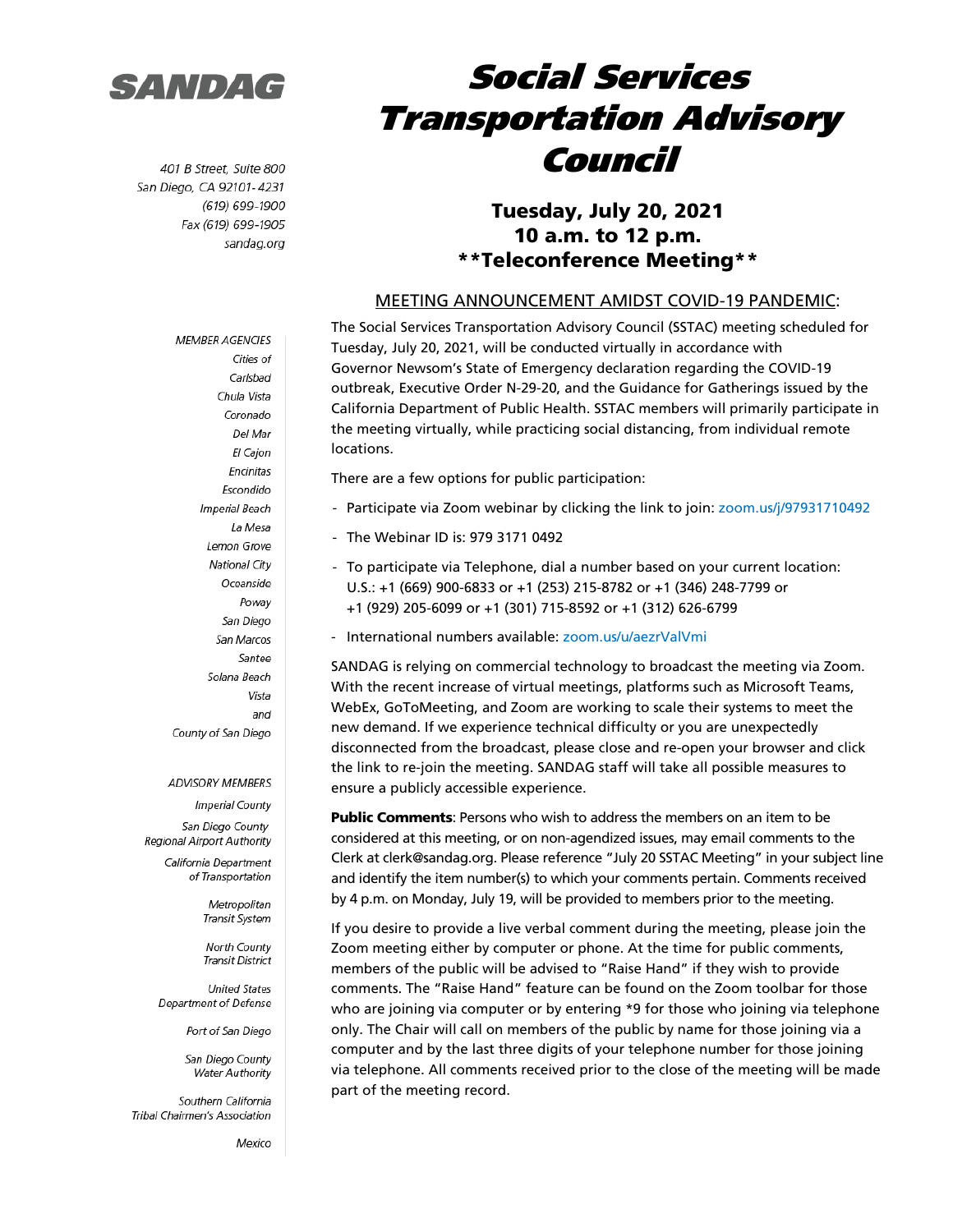# SANDAG

401 B Street, Suite 800
San Diego, CA 92101-4231
(619) 699-1900
Fax (619) 699-1905
sandag.org

# Social Services Transportation Advisory Council

## Tuesday, July 20, 2021
## 10 a.m. to 12 p.m.
## **Teleconference Meeting**

MEETING ANNOUNCEMENT AMIDST COVID-19 PANDEMIC:

The Social Services Transportation Advisory Council (SSTAC) meeting scheduled for Tuesday, July 20, 2021, will be conducted virtually in accordance with Governor Newsom's State of Emergency declaration regarding the COVID-19 outbreak, Executive Order N-29-20, and the Guidance for Gatherings issued by the California Department of Public Health. SSTAC members will primarily participate in the meeting virtually, while practicing social distancing, from individual remote locations.

There are a few options for public participation:

- Participate via Zoom webinar by clicking the link to join: zoom.us/j/97931710492
- The Webinar ID is: 979 3171 0492
- To participate via Telephone, dial a number based on your current location: U.S.: +1 (669) 900-6833 or +1 (253) 215-8782 or +1 (346) 248-7799 or +1 (929) 205-6099 or +1 (301) 715-8592 or +1 (312) 626-6799
- International numbers available: zoom.us/u/aezrValVmi

SANDAG is relying on commercial technology to broadcast the meeting via Zoom. With the recent increase of virtual meetings, platforms such as Microsoft Teams, WebEx, GoToMeeting, and Zoom are working to scale their systems to meet the new demand. If we experience technical difficulty or you are unexpectedly disconnected from the broadcast, please close and re-open your browser and click the link to re-join the meeting. SANDAG staff will take all possible measures to ensure a publicly accessible experience.

**Public Comments**: Persons who wish to address the members on an item to be considered at this meeting, or on non-agendized issues, may email comments to the Clerk at clerk@sandag.org. Please reference "July 20 SSTAC Meeting" in your subject line and identify the item number(s) to which your comments pertain. Comments received by 4 p.m. on Monday, July 19, will be provided to members prior to the meeting.

If you desire to provide a live verbal comment during the meeting, please join the Zoom meeting either by computer or phone. At the time for public comments, members of the public will be advised to "Raise Hand" if they wish to provide comments. The "Raise Hand" feature can be found on the Zoom toolbar for those who are joining via computer or by entering *9 for those who joining via telephone only. The Chair will call on members of the public by name for those joining via a computer and by the last three digits of your telephone number for those joining via telephone. All comments received prior to the close of the meeting will be made part of the meeting record.

*MEMBER AGENCIES*

*Cities of Carlsbad, Chula Vista, Coronado, Del Mar, El Cajon, Encinitas, Escondido, Imperial Beach, La Mesa, Lemon Grove, National City, Oceanside, Poway, San Diego, San Marcos, Santee, Solana Beach, Vista and County of San Diego*

*ADVISORY MEMBERS*

*Imperial County*

*San Diego County Regional Airport Authority*

*California Department of Transportation*

*Metropolitan Transit System*

*North County Transit District*

*United States Department of Defense*

*Port of San Diego*

*San Diego County Water Authority*

*Southern California Tribal Chairmen's Association*

*Mexico*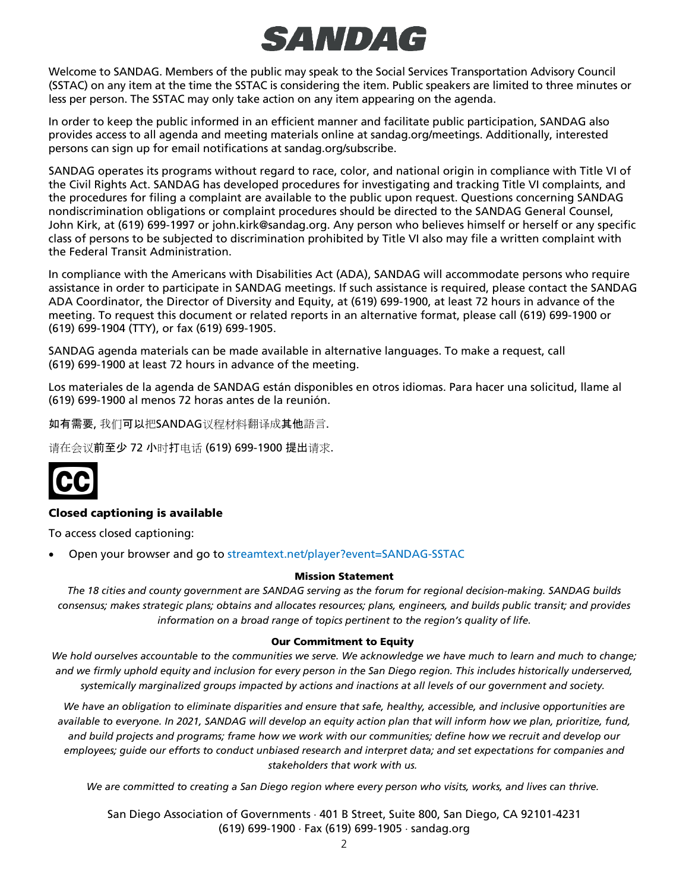# SANDAG

Welcome to SANDAG. Members of the public may speak to the Social Services Transportation Advisory Council (SSTAC) on any item at the time the SSTAC is considering the item. Public speakers are limited to three minutes or less per person. The SSTAC may only take action on any item appearing on the agenda.

In order to keep the public informed in an efficient manner and facilitate public participation, SANDAG also provides access to all agenda and meeting materials online at sandag.org/meetings. Additionally, interested persons can sign up for email notifications at sandag.org/subscribe.

SANDAG operates its programs without regard to race, color, and national origin in compliance with Title VI of the Civil Rights Act. SANDAG has developed procedures for investigating and tracking Title VI complaints, and the procedures for filing a complaint are available to the public upon request. Questions concerning SANDAG nondiscrimination obligations or complaint procedures should be directed to the SANDAG General Counsel, John Kirk, at (619) 699-1997 or john.kirk@sandag.org. Any person who believes himself or herself or any specific class of persons to be subjected to discrimination prohibited by Title VI also may file a written complaint with the Federal Transit Administration.

In compliance with the Americans with Disabilities Act (ADA), SANDAG will accommodate persons who require assistance in order to participate in SANDAG meetings. If such assistance is required, please contact the SANDAG ADA Coordinator, the Director of Diversity and Equity, at (619) 699-1900, at least 72 hours in advance of the meeting. To request this document or related reports in an alternative format, please call (619) 699-1900 or (619) 699-1904 (TTY), or fax (619) 699-1905.

SANDAG agenda materials can be made available in alternative languages. To make a request, call (619) 699-1900 at least 72 hours in advance of the meeting.

Los materiales de la agenda de SANDAG están disponibles en otros idiomas. Para hacer una solicitud, llame al (619) 699-1900 al menos 72 horas antes de la reunión.

如有需要, 我们可以把SANDAG议程材料翻译成其他語言.

请在会议前至少 72 小时打电话 (619) 699-1900 提出请求.

CC

**Closed captioning is available**

To access closed captioning:

- Open your browser and go to streamtext.net/player?event=SANDAG-SSTAC

**Mission Statement**

*The 18 cities and county government are SANDAG serving as the forum for regional decision-making. SANDAG builds consensus; makes strategic plans; obtains and allocates resources; plans, engineers, and builds public transit; and provides information on a broad range of topics pertinent to the region's quality of life.*

**Our Commitment to Equity**

*We hold ourselves accountable to the communities we serve. We acknowledge we have much to learn and much to change; and we firmly uphold equity and inclusion for every person in the San Diego region. This includes historically underserved, systemically marginalized groups impacted by actions and inactions at all levels of our government and society.*

*We have an obligation to eliminate disparities and ensure that safe, healthy, accessible, and inclusive opportunities are available to everyone. In 2021, SANDAG will develop an equity action plan that will inform how we plan, prioritize, fund, and build projects and programs; frame how we work with our communities; define how we recruit and develop our employees; guide our efforts to conduct unbiased research and interpret data; and set expectations for companies and stakeholders that work with us.*

*We are committed to creating a San Diego region where every person who visits, works, and lives can thrive.*

San Diego Association of Governments · 401 B Street, Suite 800, San Diego, CA 92101-4231
(619) 699-1900 · Fax (619) 699-1905 · sandag.org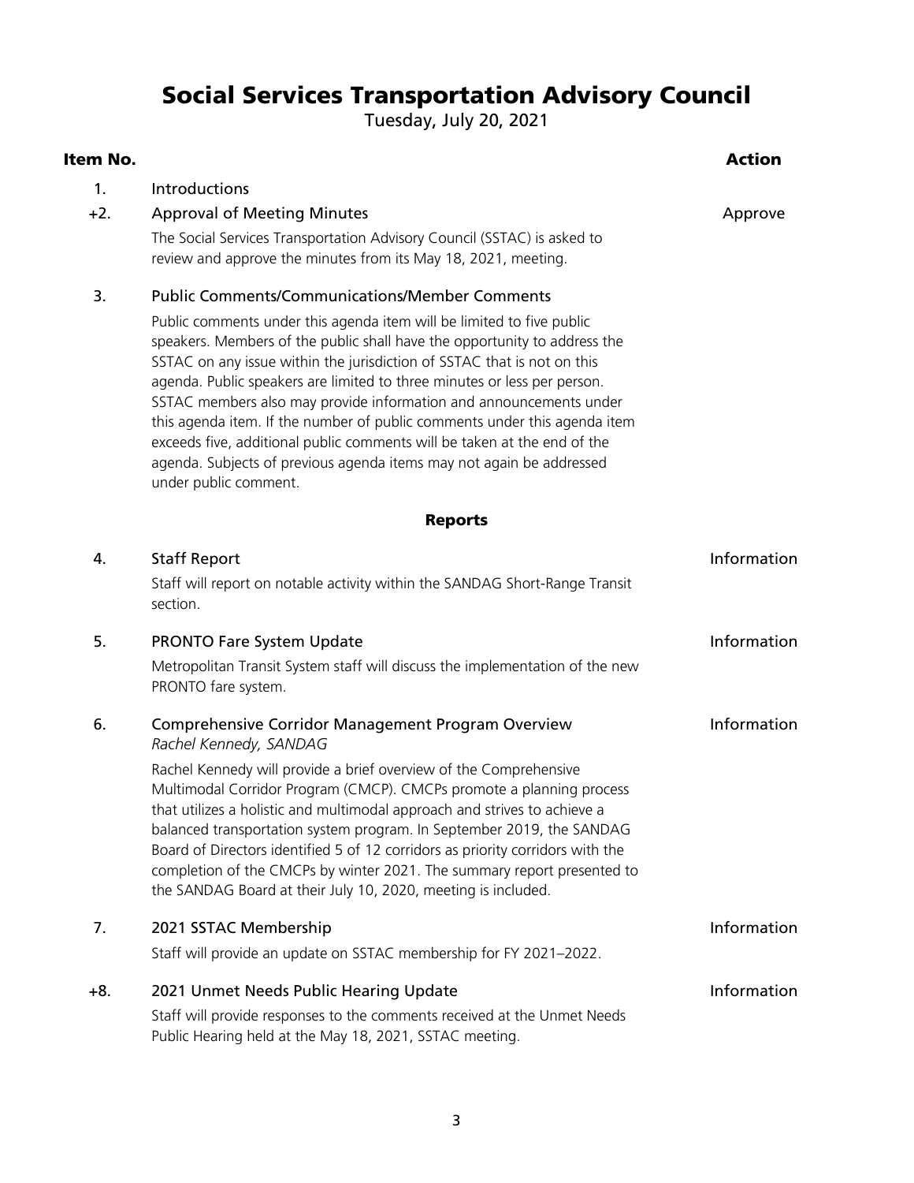# Social Services Transportation Advisory Council

Tuesday, July 20, 2021

| Item No. | | Action |
|---|---|---|
| 1. | Introductions | |
| +2. | Approval of Meeting Minutes<br><br>The Social Services Transportation Advisory Council (SSTAC) is asked to review and approve the minutes from its May 18, 2021, meeting. | Approve |
| 3. | Public Comments/Communications/Member Comments<br><br>Public comments under this agenda item will be limited to five public speakers. Members of the public shall have the opportunity to address the SSTAC on any issue within the jurisdiction of SSTAC that is not on this agenda. Public speakers are limited to three minutes or less per person. SSTAC members also may provide information and announcements under this agenda item. If the number of public comments under this agenda item exceeds five, additional public comments will be taken at the end of the agenda. Subjects of previous agenda items may not again be addressed under public comment. | |

## Reports

| Item No. | | Action |
|---|---|---|
| 4. | Staff Report<br><br>Staff will report on notable activity within the SANDAG Short-Range Transit section. | Information |
| 5. | PRONTO Fare System Update<br><br>Metropolitan Transit System staff will discuss the implementation of the new PRONTO fare system. | Information |
| 6. | Comprehensive Corridor Management Program Overview<br>*Rachel Kennedy, SANDAG*<br><br>Rachel Kennedy will provide a brief overview of the Comprehensive Multimodal Corridor Program (CMCP). CMCPs promote a planning process that utilizes a holistic and multimodal approach and strives to achieve a balanced transportation system program. In September 2019, the SANDAG Board of Directors identified 5 of 12 corridors as priority corridors with the completion of the CMCPs by winter 2021. The summary report presented to the SANDAG Board at their July 10, 2020, meeting is included. | Information |
| 7. | 2021 SSTAC Membership<br><br>Staff will provide an update on SSTAC membership for FY 2021–2022. | Information |
| +8. | 2021 Unmet Needs Public Hearing Update<br><br>Staff will provide responses to the comments received at the Unmet Needs Public Hearing held at the May 18, 2021, SSTAC meeting. | Information |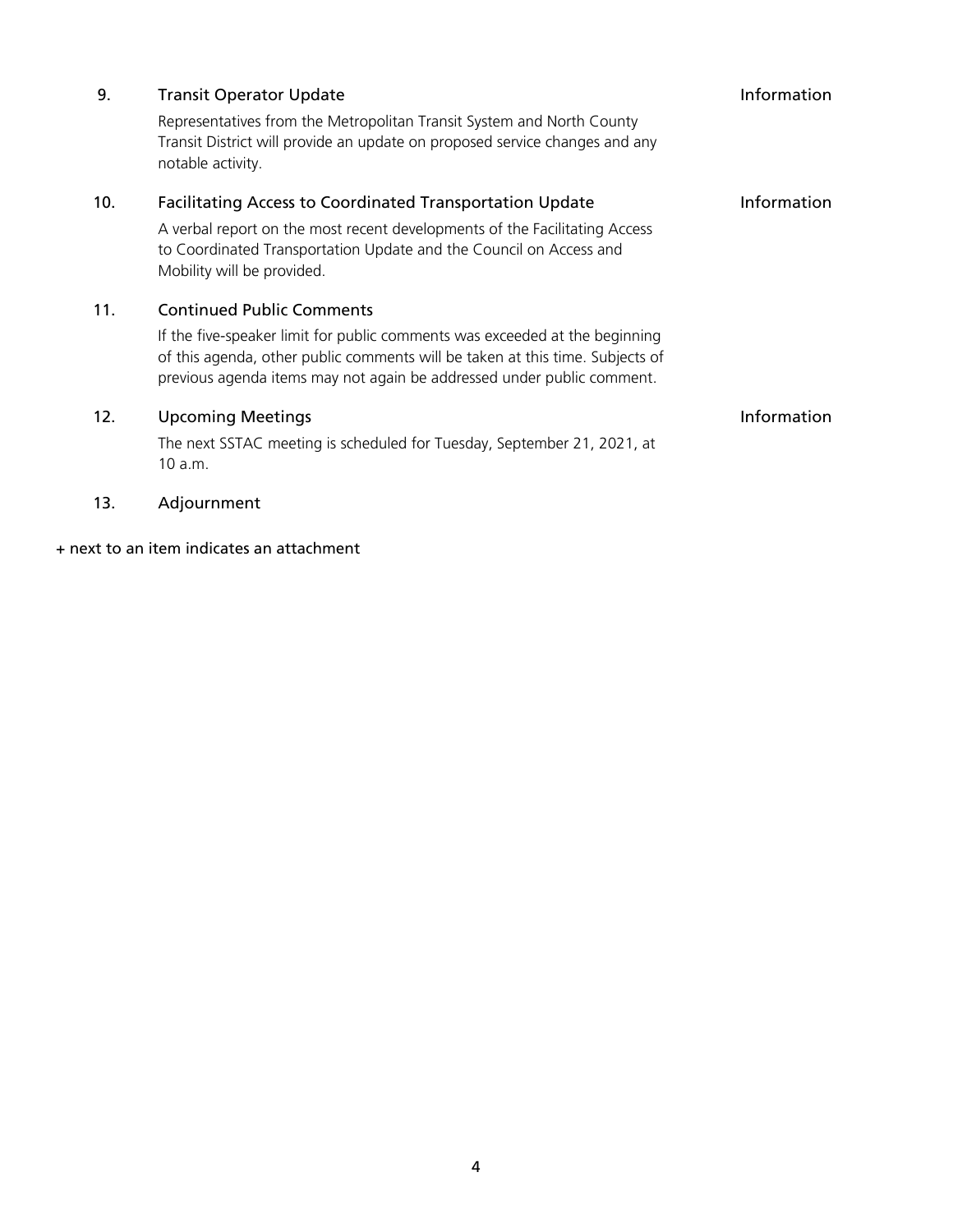9. **Transit Operator Update** — Information

   Representatives from the Metropolitan Transit System and North County Transit District will provide an update on proposed service changes and any notable activity.

10. **Facilitating Access to Coordinated Transportation Update** — Information

    A verbal report on the most recent developments of the Facilitating Access to Coordinated Transportation Update and the Council on Access and Mobility will be provided.

11. **Continued Public Comments**

    If the five-speaker limit for public comments was exceeded at the beginning of this agenda, other public comments will be taken at this time. Subjects of previous agenda items may not again be addressed under public comment.

12. **Upcoming Meetings** — Information

    The next SSTAC meeting is scheduled for Tuesday, September 21, 2021, at 10 a.m.

13. **Adjournment**

+ next to an item indicates an attachment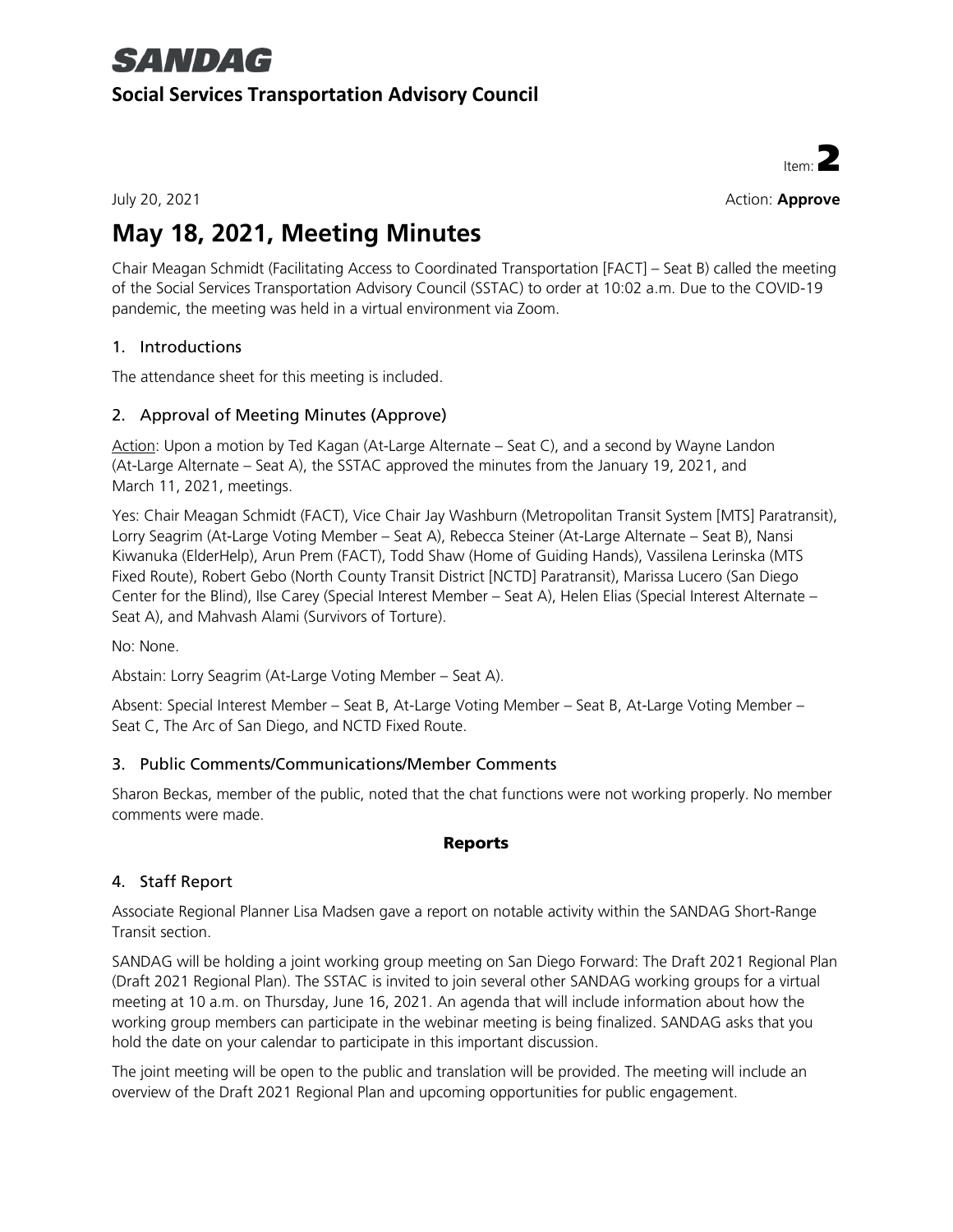# SANDAG

## Social Services Transportation Advisory Council

Item: **2**

July 20, 2021

Action: **Approve**

# May 18, 2021, Meeting Minutes

Chair Meagan Schmidt (Facilitating Access to Coordinated Transportation [FACT] – Seat B) called the meeting of the Social Services Transportation Advisory Council (SSTAC) to order at 10:02 a.m. Due to the COVID-19 pandemic, the meeting was held in a virtual environment via Zoom.

### 1. Introductions

The attendance sheet for this meeting is included.

### 2. Approval of Meeting Minutes (Approve)

Action: Upon a motion by Ted Kagan (At-Large Alternate – Seat C), and a second by Wayne Landon (At-Large Alternate – Seat A), the SSTAC approved the minutes from the January 19, 2021, and March 11, 2021, meetings.

Yes: Chair Meagan Schmidt (FACT), Vice Chair Jay Washburn (Metropolitan Transit System [MTS] Paratransit), Lorry Seagrim (At-Large Voting Member – Seat A), Rebecca Steiner (At-Large Alternate – Seat B), Nansi Kiwanuka (ElderHelp), Arun Prem (FACT), Todd Shaw (Home of Guiding Hands), Vassilena Lerinska (MTS Fixed Route), Robert Gebo (North County Transit District [NCTD] Paratransit), Marissa Lucero (San Diego Center for the Blind), Ilse Carey (Special Interest Member – Seat A), Helen Elias (Special Interest Alternate – Seat A), and Mahvash Alami (Survivors of Torture).

No: None.

Abstain: Lorry Seagrim (At-Large Voting Member – Seat A).

Absent: Special Interest Member – Seat B, At-Large Voting Member – Seat B, At-Large Voting Member – Seat C, The Arc of San Diego, and NCTD Fixed Route.

### 3. Public Comments/Communications/Member Comments

Sharon Beckas, member of the public, noted that the chat functions were not working properly. No member comments were made.

## Reports

### 4. Staff Report

Associate Regional Planner Lisa Madsen gave a report on notable activity within the SANDAG Short-Range Transit section.

SANDAG will be holding a joint working group meeting on San Diego Forward: The Draft 2021 Regional Plan (Draft 2021 Regional Plan). The SSTAC is invited to join several other SANDAG working groups for a virtual meeting at 10 a.m. on Thursday, June 16, 2021. An agenda that will include information about how the working group members can participate in the webinar meeting is being finalized. SANDAG asks that you hold the date on your calendar to participate in this important discussion.

The joint meeting will be open to the public and translation will be provided. The meeting will include an overview of the Draft 2021 Regional Plan and upcoming opportunities for public engagement.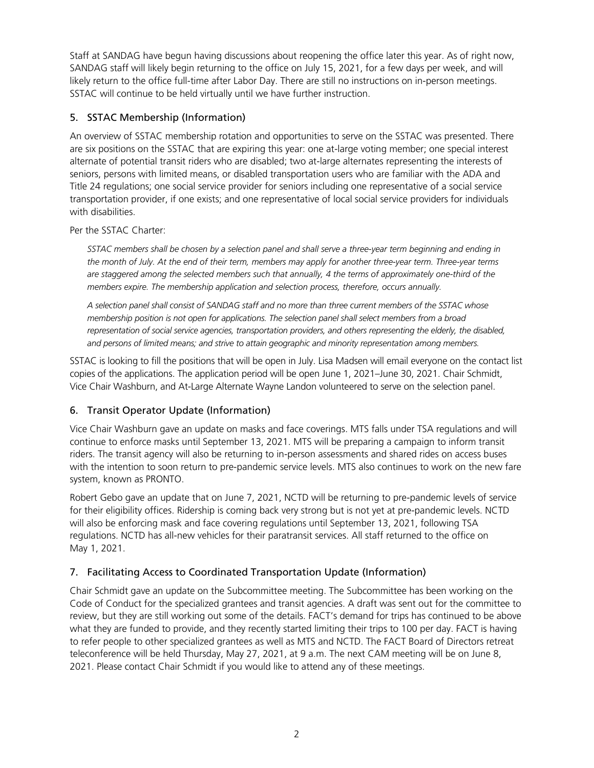Staff at SANDAG have begun having discussions about reopening the office later this year. As of right now, SANDAG staff will likely begin returning to the office on July 15, 2021, for a few days per week, and will likely return to the office full-time after Labor Day. There are still no instructions on in-person meetings. SSTAC will continue to be held virtually until we have further instruction.

## 5. SSTAC Membership (Information)

An overview of SSTAC membership rotation and opportunities to serve on the SSTAC was presented. There are six positions on the SSTAC that are expiring this year: one at-large voting member; one special interest alternate of potential transit riders who are disabled; two at-large alternates representing the interests of seniors, persons with limited means, or disabled transportation users who are familiar with the ADA and Title 24 regulations; one social service provider for seniors including one representative of a social service transportation provider, if one exists; and one representative of local social service providers for individuals with disabilities.

Per the SSTAC Charter:

> *SSTAC members shall be chosen by a selection panel and shall serve a three-year term beginning and ending in the month of July. At the end of their term, members may apply for another three-year term. Three-year terms are staggered among the selected members such that annually, 4 the terms of approximately one-third of the members expire. The membership application and selection process, therefore, occurs annually.*
>
> *A selection panel shall consist of SANDAG staff and no more than three current members of the SSTAC whose membership position is not open for applications. The selection panel shall select members from a broad representation of social service agencies, transportation providers, and others representing the elderly, the disabled, and persons of limited means; and strive to attain geographic and minority representation among members.*

SSTAC is looking to fill the positions that will be open in July. Lisa Madsen will email everyone on the contact list copies of the applications. The application period will be open June 1, 2021–June 30, 2021. Chair Schmidt, Vice Chair Washburn, and At-Large Alternate Wayne Landon volunteered to serve on the selection panel.

## 6. Transit Operator Update (Information)

Vice Chair Washburn gave an update on masks and face coverings. MTS falls under TSA regulations and will continue to enforce masks until September 13, 2021. MTS will be preparing a campaign to inform transit riders. The transit agency will also be returning to in-person assessments and shared rides on access buses with the intention to soon return to pre-pandemic service levels. MTS also continues to work on the new fare system, known as PRONTO.

Robert Gebo gave an update that on June 7, 2021, NCTD will be returning to pre-pandemic levels of service for their eligibility offices. Ridership is coming back very strong but is not yet at pre-pandemic levels. NCTD will also be enforcing mask and face covering regulations until September 13, 2021, following TSA regulations. NCTD has all-new vehicles for their paratransit services. All staff returned to the office on May 1, 2021.

## 7. Facilitating Access to Coordinated Transportation Update (Information)

Chair Schmidt gave an update on the Subcommittee meeting. The Subcommittee has been working on the Code of Conduct for the specialized grantees and transit agencies. A draft was sent out for the committee to review, but they are still working out some of the details. FACT's demand for trips has continued to be above what they are funded to provide, and they recently started limiting their trips to 100 per day. FACT is having to refer people to other specialized grantees as well as MTS and NCTD. The FACT Board of Directors retreat teleconference will be held Thursday, May 27, 2021, at 9 a.m. The next CAM meeting will be on June 8, 2021. Please contact Chair Schmidt if you would like to attend any of these meetings.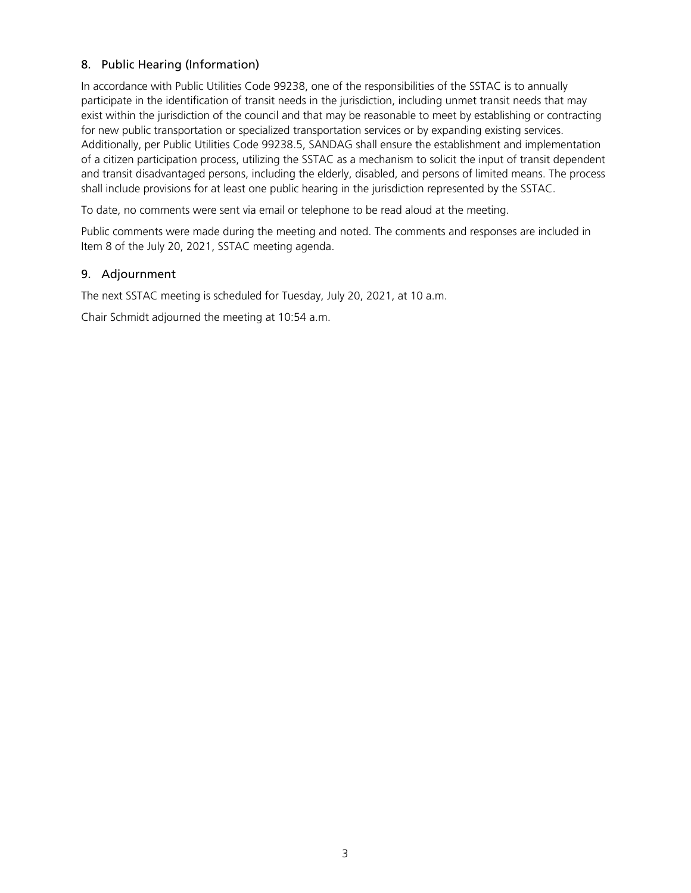## 8. Public Hearing (Information)

In accordance with Public Utilities Code 99238, one of the responsibilities of the SSTAC is to annually participate in the identification of transit needs in the jurisdiction, including unmet transit needs that may exist within the jurisdiction of the council and that may be reasonable to meet by establishing or contracting for new public transportation or specialized transportation services or by expanding existing services. Additionally, per Public Utilities Code 99238.5, SANDAG shall ensure the establishment and implementation of a citizen participation process, utilizing the SSTAC as a mechanism to solicit the input of transit dependent and transit disadvantaged persons, including the elderly, disabled, and persons of limited means. The process shall include provisions for at least one public hearing in the jurisdiction represented by the SSTAC.

To date, no comments were sent via email or telephone to be read aloud at the meeting.

Public comments were made during the meeting and noted. The comments and responses are included in Item 8 of the July 20, 2021, SSTAC meeting agenda.

## 9. Adjournment

The next SSTAC meeting is scheduled for Tuesday, July 20, 2021, at 10 a.m.

Chair Schmidt adjourned the meeting at 10:54 a.m.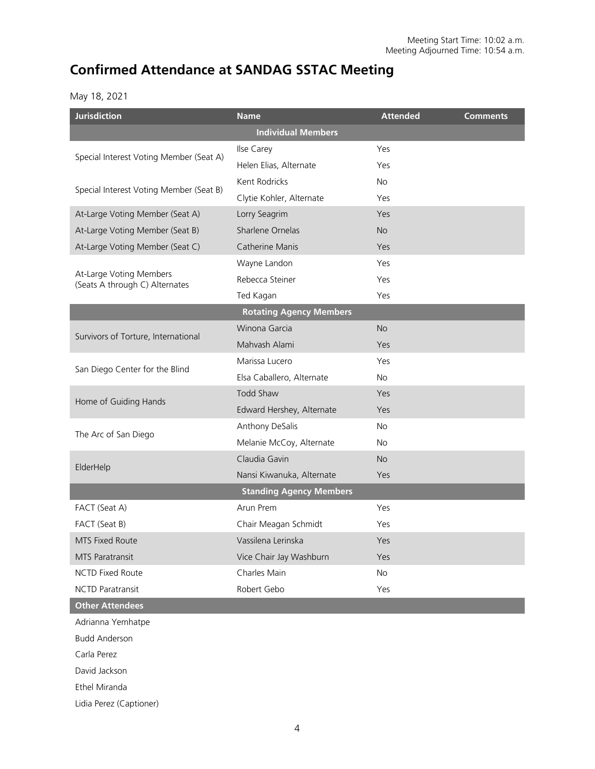Meeting Start Time: 10:02 a.m.
Meeting Adjourned Time: 10:54 a.m.

# Confirmed Attendance at SANDAG SSTAC Meeting

May 18, 2021

| Jurisdiction | Name | Attended | Comments |
|---|---|---|---|
| **Individual Members** | | | |
| Special Interest Voting Member (Seat A) | Ilse Carey | Yes | |
| | Helen Elias, Alternate | Yes | |
| Special Interest Voting Member (Seat B) | Kent Rodricks | No | |
| | Clytie Kohler, Alternate | Yes | |
| At-Large Voting Member (Seat A) | Lorry Seagrim | Yes | |
| At-Large Voting Member (Seat B) | Sharlene Ornelas | No | |
| At-Large Voting Member (Seat C) | Catherine Manis | Yes | |
| At-Large Voting Members (Seats A through C) Alternates | Wayne Landon | Yes | |
| | Rebecca Steiner | Yes | |
| | Ted Kagan | Yes | |
| **Rotating Agency Members** | | | |
| Survivors of Torture, International | Winona Garcia | No | |
| | Mahvash Alami | Yes | |
| San Diego Center for the Blind | Marissa Lucero | Yes | |
| | Elsa Caballero, Alternate | No | |
| Home of Guiding Hands | Todd Shaw | Yes | |
| | Edward Hershey, Alternate | Yes | |
| The Arc of San Diego | Anthony DeSalis | No | |
| | Melanie McCoy, Alternate | No | |
| ElderHelp | Claudia Gavin | No | |
| | Nansi Kiwanuka, Alternate | Yes | |
| **Standing Agency Members** | | | |
| FACT (Seat A) | Arun Prem | Yes | |
| FACT (Seat B) | Chair Meagan Schmidt | Yes | |
| MTS Fixed Route | Vassilena Lerinska | Yes | |
| MTS Paratransit | Vice Chair Jay Washburn | Yes | |
| NCTD Fixed Route | Charles Main | No | |
| NCTD Paratransit | Robert Gebo | Yes | |
| **Other Attendees** | | | |
| Adrianna Yemhatpe | | | |
| Budd Anderson | | | |
| Carla Perez | | | |
| David Jackson | | | |
| Ethel Miranda | | | |
| Lidia Perez (Captioner) | | | |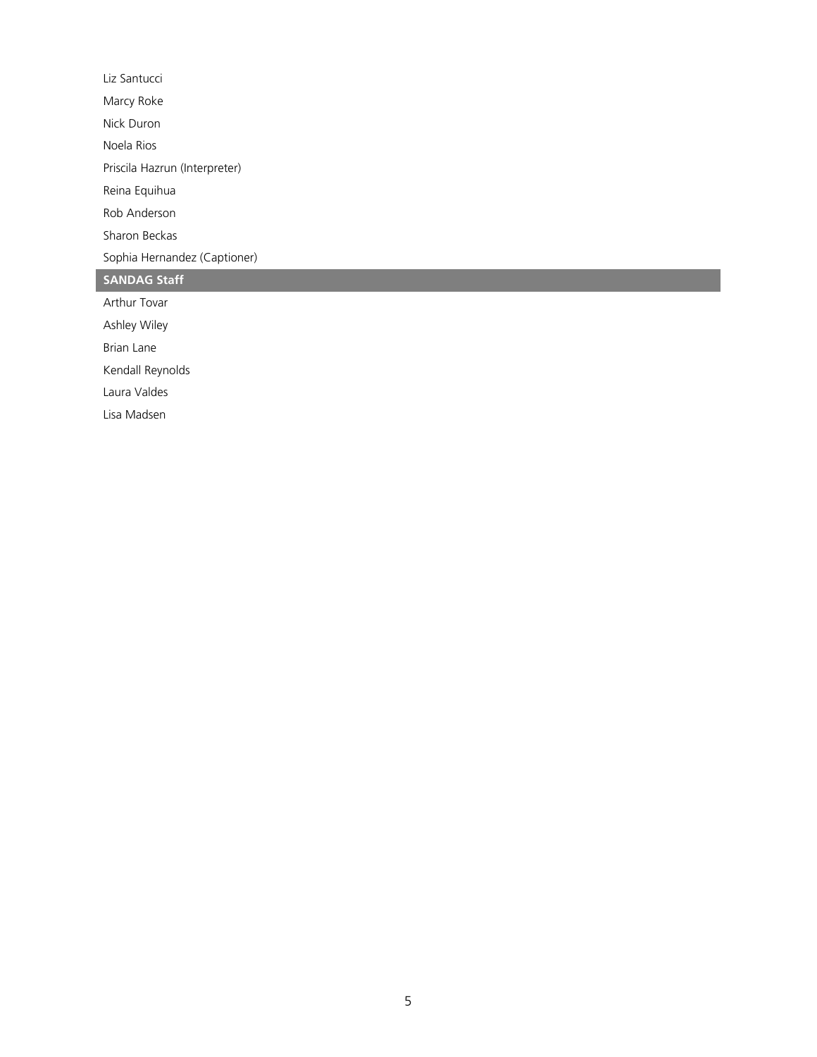Liz Santucci

Marcy Roke

Nick Duron

Noela Rios

Priscila Hazrun (Interpreter)

Reina Equihua

Rob Anderson

Sharon Beckas

Sophia Hernandez (Captioner)

**SANDAG Staff**

Arthur Tovar

Ashley Wiley

Brian Lane

Kendall Reynolds

Laura Valdes

Lisa Madsen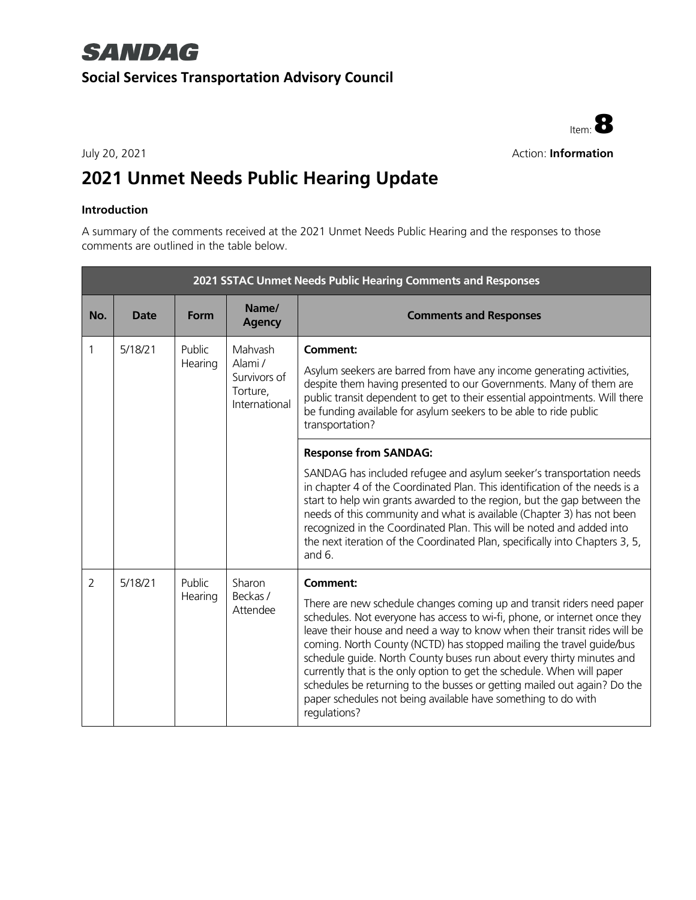# SANDAG

## Social Services Transportation Advisory Council

Item: **8**

July 20, 2021

Action: **Information**

# 2021 Unmet Needs Public Hearing Update

**Introduction**

A summary of the comments received at the 2021 Unmet Needs Public Hearing and the responses to those comments are outlined in the table below.

| 2021 SSTAC Unmet Needs Public Hearing Comments and Responses | | | | |
|---|---|---|---|---|
| **No.** | **Date** | **Form** | **Name/ Agency** | **Comments and Responses** |
| 1 | 5/18/21 | Public Hearing | Mahvash Alami / Survivors of Torture, International | **Comment:** Asylum seekers are barred from have any income generating activities, despite them having presented to our Governments. Many of them are public transit dependent to get to their essential appointments. Will there be funding available for asylum seekers to be able to ride public transportation? |
| | | | | **Response from SANDAG:** SANDAG has included refugee and asylum seeker's transportation needs in chapter 4 of the Coordinated Plan. This identification of the needs is a start to help win grants awarded to the region, but the gap between the needs of this community and what is available (Chapter 3) has not been recognized in the Coordinated Plan. This will be noted and added into the next iteration of the Coordinated Plan, specifically into Chapters 3, 5, and 6. |
| 2 | 5/18/21 | Public Hearing | Sharon Beckas / Attendee | **Comment:** There are new schedule changes coming up and transit riders need paper schedules. Not everyone has access to wi-fi, phone, or internet once they leave their house and need a way to know when their transit rides will be coming. North County (NCTD) has stopped mailing the travel guide/bus schedule guide. North County buses run about every thirty minutes and currently that is the only option to get the schedule. When will paper schedules be returning to the busses or getting mailed out again? Do the paper schedules not being available have something to do with regulations? |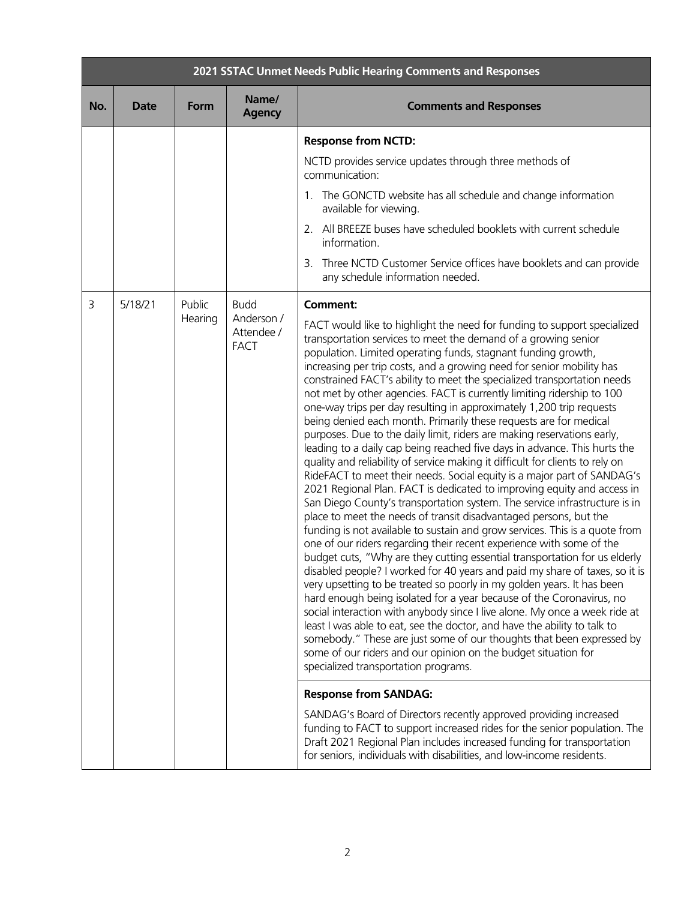| 2021 SSTAC Unmet Needs Public Hearing Comments and Responses | | | | |
|---|---|---|---|---|
| **No.** | **Date** | **Form** | **Name/ Agency** | **Comments and Responses** |
| | | | | **Response from NCTD:**<br>NCTD provides service updates through three methods of communication:<br>1. The GONCTD website has all schedule and change information available for viewing.<br>2. All BREEZE buses have scheduled booklets with current schedule information.<br>3. Three NCTD Customer Service offices have booklets and can provide any schedule information needed. |
| 3 | 5/18/21 | Public Hearing | Budd Anderson / Attendee / FACT | **Comment:**<br>FACT would like to highlight the need for funding to support specialized transportation services to meet the demand of a growing senior population. Limited operating funds, stagnant funding growth, increasing per trip costs, and a growing need for senior mobility has constrained FACT's ability to meet the specialized transportation needs not met by other agencies. FACT is currently limiting ridership to 100 one-way trips per day resulting in approximately 1,200 trip requests being denied each month. Primarily these requests are for medical purposes. Due to the daily limit, riders are making reservations early, leading to a daily cap being reached five days in advance. This hurts the quality and reliability of service making it difficult for clients to rely on RideFACT to meet their needs. Social equity is a major part of SANDAG's 2021 Regional Plan. FACT is dedicated to improving equity and access in San Diego County's transportation system. The service infrastructure is in place to meet the needs of transit disadvantaged persons, but the funding is not available to sustain and grow services. This is a quote from one of our riders regarding their recent experience with some of the budget cuts, "Why are they cutting essential transportation for us elderly disabled people? I worked for 40 years and paid my share of taxes, so it is very upsetting to be treated so poorly in my golden years. It has been hard enough being isolated for a year because of the Coronavirus, no social interaction with anybody since I live alone. My once a week ride at least I was able to eat, see the doctor, and have the ability to talk to somebody." These are just some of our thoughts that been expressed by some of our riders and our opinion on the budget situation for specialized transportation programs. |
| | | | | **Response from SANDAG:**<br>SANDAG's Board of Directors recently approved providing increased funding to FACT to support increased rides for the senior population. The Draft 2021 Regional Plan includes increased funding for transportation for seniors, individuals with disabilities, and low-income residents. |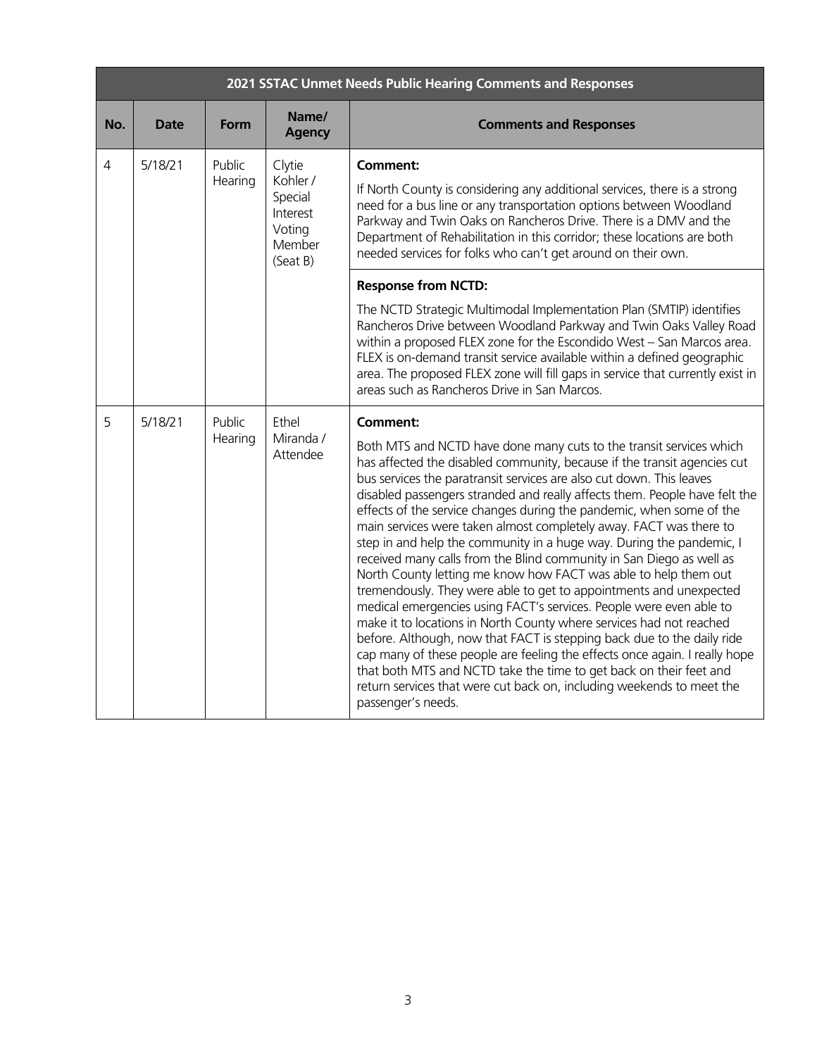| 2021 SSTAC Unmet Needs Public Hearing Comments and Responses | | | | |
|---|---|---|---|---|
| **No.** | **Date** | **Form** | **Name/ Agency** | **Comments and Responses** |
| 4 | 5/18/21 | Public Hearing | Clytie Kohler / Special Interest Voting Member (Seat B) | **Comment:** If North County is considering any additional services, there is a strong need for a bus line or any transportation options between Woodland Parkway and Twin Oaks on Rancheros Drive. There is a DMV and the Department of Rehabilitation in this corridor; these locations are both needed services for folks who can't get around on their own. |
| | | | | **Response from NCTD:** The NCTD Strategic Multimodal Implementation Plan (SMTIP) identifies Rancheros Drive between Woodland Parkway and Twin Oaks Valley Road within a proposed FLEX zone for the Escondido West – San Marcos area. FLEX is on-demand transit service available within a defined geographic area. The proposed FLEX zone will fill gaps in service that currently exist in areas such as Rancheros Drive in San Marcos. |
| 5 | 5/18/21 | Public Hearing | Ethel Miranda / Attendee | **Comment:** Both MTS and NCTD have done many cuts to the transit services which has affected the disabled community, because if the transit agencies cut bus services the paratransit services are also cut down. This leaves disabled passengers stranded and really affects them. People have felt the effects of the service changes during the pandemic, when some of the main services were taken almost completely away. FACT was there to step in and help the community in a huge way. During the pandemic, I received many calls from the Blind community in San Diego as well as North County letting me know how FACT was able to help them out tremendously. They were able to get to appointments and unexpected medical emergencies using FACT's services. People were even able to make it to locations in North County where services had not reached before. Although, now that FACT is stepping back due to the daily ride cap many of these people are feeling the effects once again. I really hope that both MTS and NCTD take the time to get back on their feet and return services that were cut back on, including weekends to meet the passenger's needs. |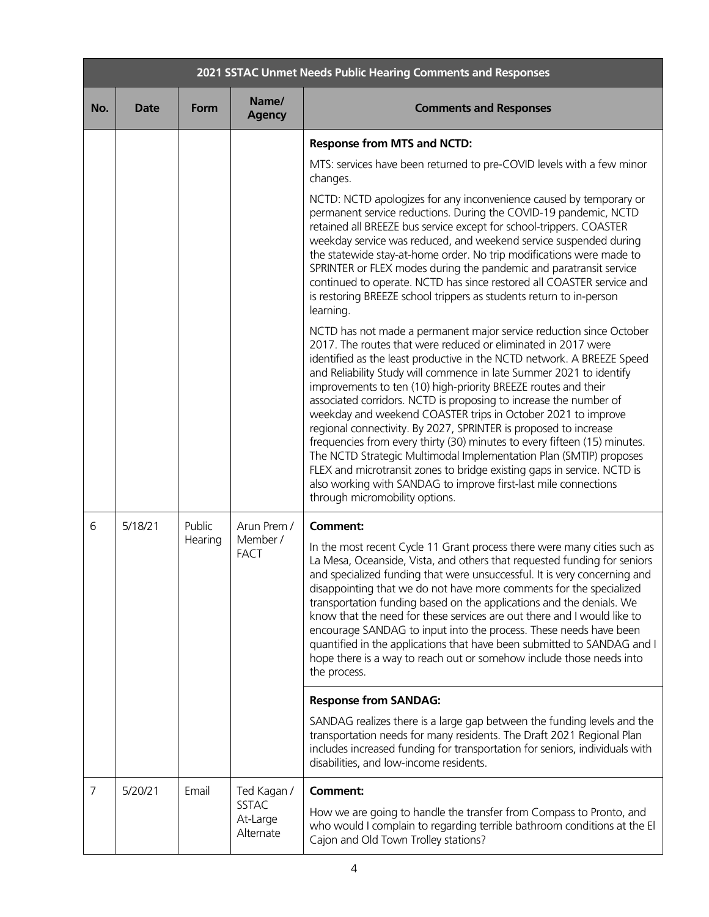| 2021 SSTAC Unmet Needs Public Hearing Comments and Responses | | | | |
|---|---|---|---|---|
| **No.** | **Date** | **Form** | **Name/ Agency** | **Comments and Responses** |
| | | | | **Response from MTS and NCTD:**<br><br>MTS: services have been returned to pre-COVID levels with a few minor changes.<br><br>NCTD: NCTD apologizes for any inconvenience caused by temporary or permanent service reductions. During the COVID-19 pandemic, NCTD retained all BREEZE bus service except for school-trippers. COASTER weekday service was reduced, and weekend service suspended during the statewide stay-at-home order. No trip modifications were made to SPRINTER or FLEX modes during the pandemic and paratransit service continued to operate. NCTD has since restored all COASTER service and is restoring BREEZE school trippers as students return to in-person learning.<br><br>NCTD has not made a permanent major service reduction since October 2017. The routes that were reduced or eliminated in 2017 were identified as the least productive in the NCTD network. A BREEZE Speed and Reliability Study will commence in late Summer 2021 to identify improvements to ten (10) high-priority BREEZE routes and their associated corridors. NCTD is proposing to increase the number of weekday and weekend COASTER trips in October 2021 to improve regional connectivity. By 2027, SPRINTER is proposed to increase frequencies from every thirty (30) minutes to every fifteen (15) minutes. The NCTD Strategic Multimodal Implementation Plan (SMTIP) proposes FLEX and microtransit zones to bridge existing gaps in service. NCTD is also working with SANDAG to improve first-last mile connections through micromobility options. |
| 6 | 5/18/21 | Public Hearing | Arun Prem / Member / FACT | **Comment:**<br><br>In the most recent Cycle 11 Grant process there were many cities such as La Mesa, Oceanside, Vista, and others that requested funding for seniors and specialized funding that were unsuccessful. It is very concerning and disappointing that we do not have more comments for the specialized transportation funding based on the applications and the denials. We know that the need for these services are out there and I would like to encourage SANDAG to input into the process. These needs have been quantified in the applications that have been submitted to SANDAG and I hope there is a way to reach out or somehow include those needs into the process. |
| | | | | **Response from SANDAG:**<br><br>SANDAG realizes there is a large gap between the funding levels and the transportation needs for many residents. The Draft 2021 Regional Plan includes increased funding for transportation for seniors, individuals with disabilities, and low-income residents. |
| 7 | 5/20/21 | Email | Ted Kagan / SSTAC At-Large Alternate | **Comment:**<br><br>How we are going to handle the transfer from Compass to Pronto, and who would I complain to regarding terrible bathroom conditions at the El Cajon and Old Town Trolley stations? |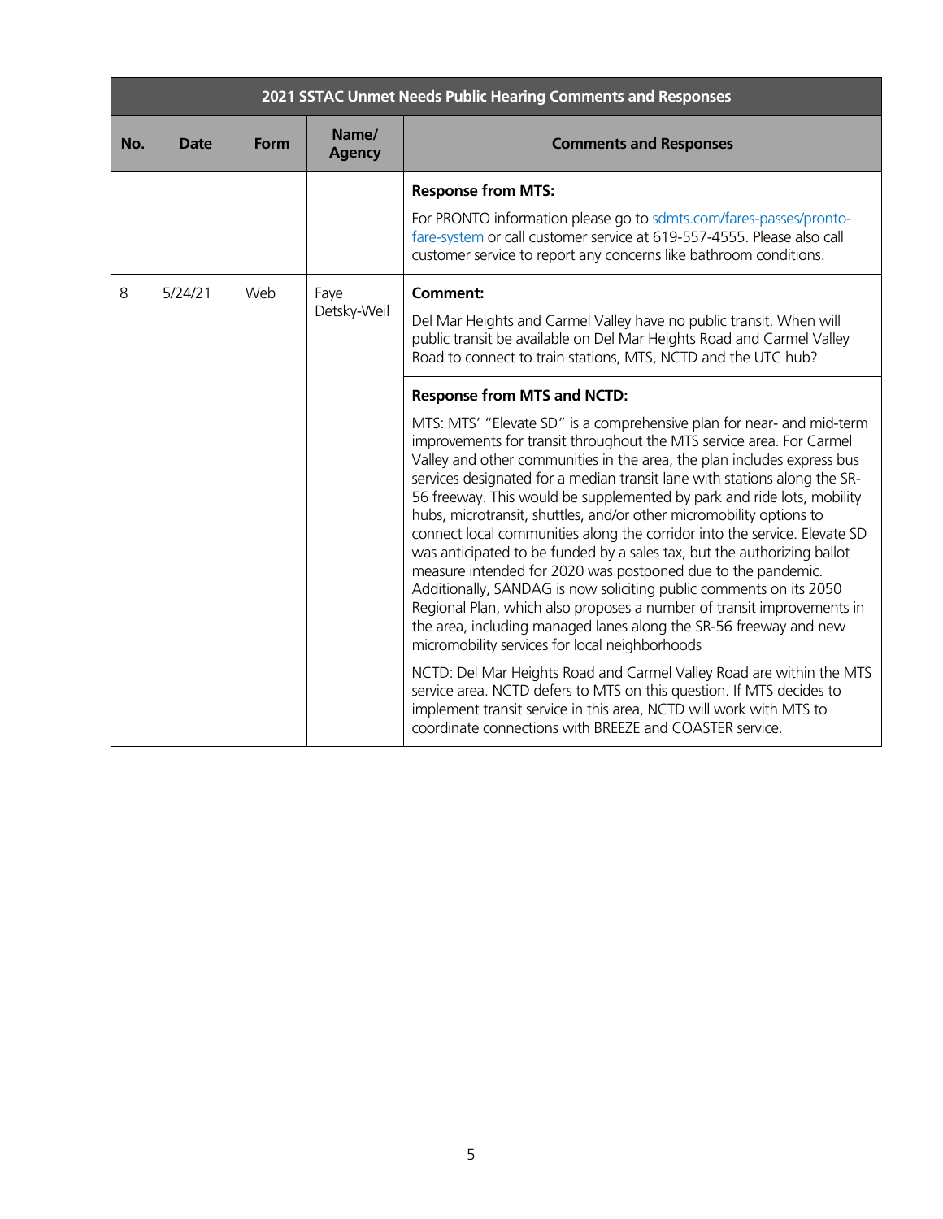| 2021 SSTAC Unmet Needs Public Hearing Comments and Responses | | | | |
|---|---|---|---|---|
| **No.** | **Date** | **Form** | **Name/ Agency** | **Comments and Responses** |
| | | | | **Response from MTS:**<br><br>For PRONTO information please go to sdmts.com/fares-passes/pronto-fare-system or call customer service at 619-557-4555. Please also call customer service to report any concerns like bathroom conditions. |
| 8 | 5/24/21 | Web | Faye Detsky-Weil | **Comment:**<br><br>Del Mar Heights and Carmel Valley have no public transit. When will public transit be available on Del Mar Heights Road and Carmel Valley Road to connect to train stations, MTS, NCTD and the UTC hub? |
| | | | | **Response from MTS and NCTD:**<br><br>MTS: MTS' "Elevate SD" is a comprehensive plan for near- and mid-term improvements for transit throughout the MTS service area. For Carmel Valley and other communities in the area, the plan includes express bus services designated for a median transit lane with stations along the SR-56 freeway. This would be supplemented by park and ride lots, mobility hubs, microtransit, shuttles, and/or other micromobility options to connect local communities along the corridor into the service. Elevate SD was anticipated to be funded by a sales tax, but the authorizing ballot measure intended for 2020 was postponed due to the pandemic. Additionally, SANDAG is now soliciting public comments on its 2050 Regional Plan, which also proposes a number of transit improvements in the area, including managed lanes along the SR-56 freeway and new micromobility services for local neighborhoods<br><br>NCTD: Del Mar Heights Road and Carmel Valley Road are within the MTS service area. NCTD defers to MTS on this question. If MTS decides to implement transit service in this area, NCTD will work with MTS to coordinate connections with BREEZE and COASTER service. |